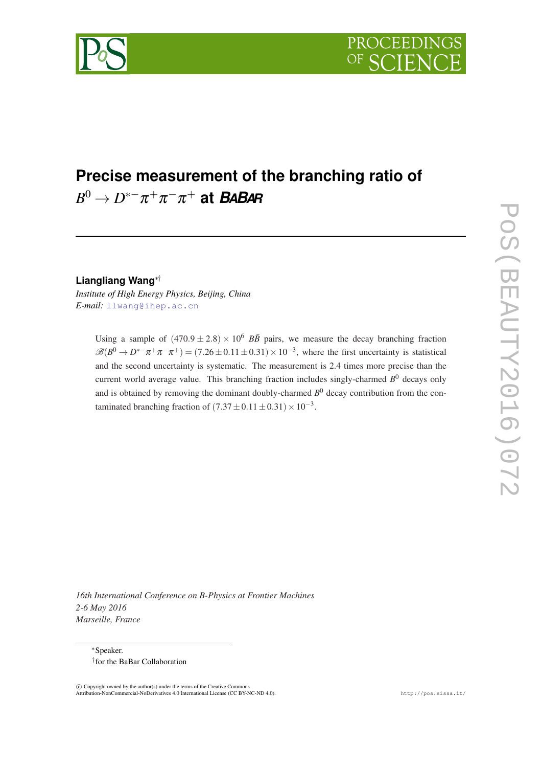# Precise measurement of the branching ratio of $B^0 \to D^{*-}\pi^+\pi^-\pi^+$ at *BABAR*

**Liangliang Wang**[∗†]

*Institute of High Energy Physics, Beijing, China*
*E-mail:* llwang@ihep.ac.cn

Using a sample of $(470.9 \pm 2.8) \times 10^6$ $B\bar{B}$ pairs, we measure the decay branching fraction $\mathscr{B}(B^0 \to D^{*-}\pi^+\pi^-\pi^+) = (7.26 \pm 0.11 \pm 0.31) \times 10^{-3}$, where the first uncertainty is statistical and the second uncertainty is systematic. The measurement is 2.4 times more precise than the current world average value. This branching fraction includes singly-charmed $B^0$ decays only and is obtained by removing the dominant doubly-charmed $B^0$ decay contribution from the contaminated branching fraction of $(7.37 \pm 0.11 \pm 0.31) \times 10^{-3}$.

*16th International Conference on B-Physics at Frontier Machines*
*2-6 May 2016*
*Marseille, France*

[∗]Speaker.
[†]for the BaBar Collaboration

© Copyright owned by the author(s) under the terms of the Creative Commons Attribution-NonCommercial-NoDerivatives 4.0 International License (CC BY-NC-ND 4.0).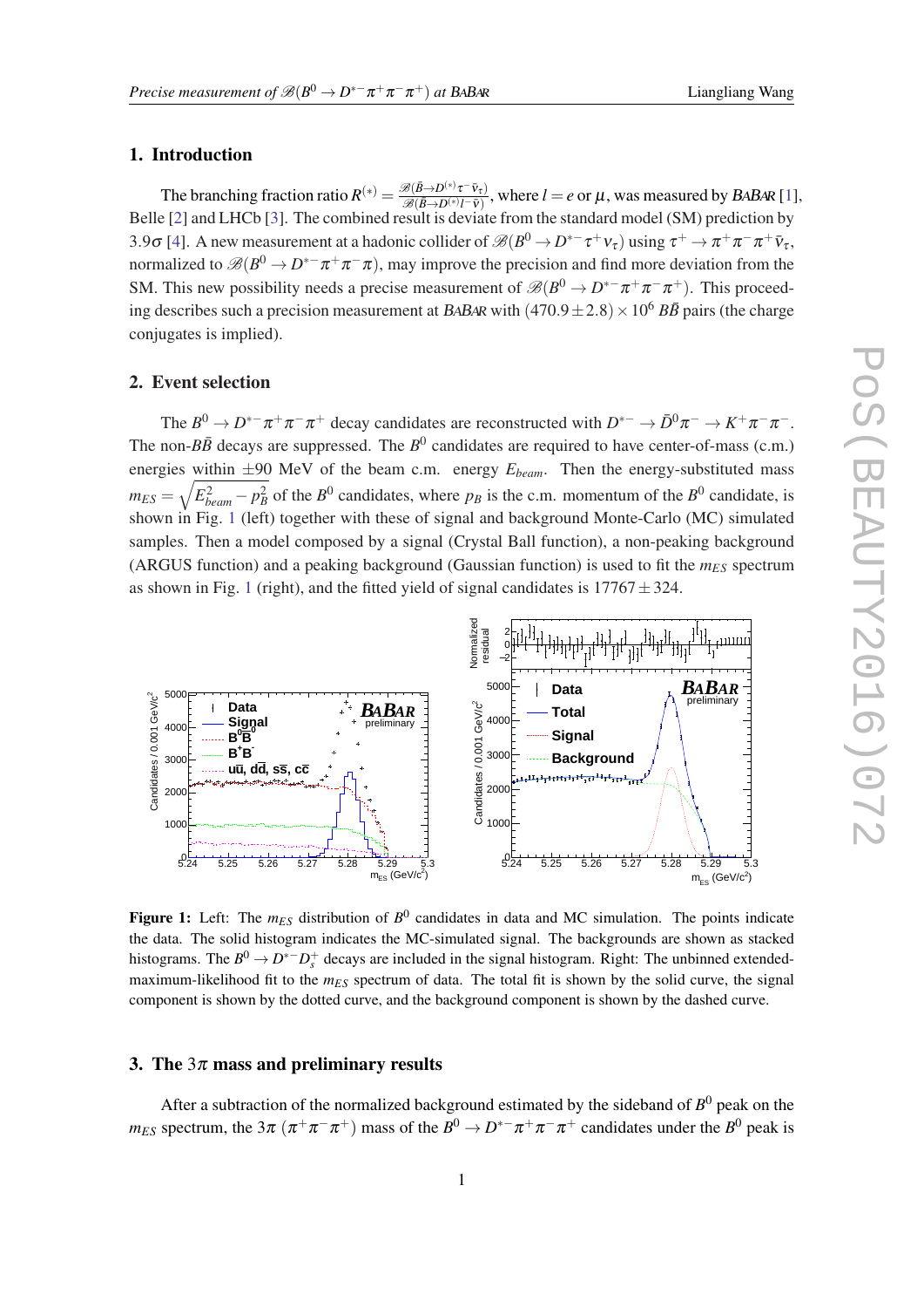## 1. Introduction

The branching fraction ratio $R^{(*)} = \frac{\mathscr{B}(\bar{B}\to D^{(*)}\tau^-\bar{\nu}_\tau)}{\mathscr{B}(\bar{B}\to D^{(*)}l^-\bar{\nu})}$, where $l = e$ or $\mu$, was measured by BABAR [1], Belle [2] and LHCb [3]. The combined result is deviate from the standard model (SM) prediction by $3.9\sigma$ [4]. A new measurement at a hadonic collider of $\mathscr{B}(B^0 \to D^{*-}\tau^+\nu_\tau)$ using $\tau^+ \to \pi^+\pi^-\pi^+\bar{\nu}_\tau$, normalized to $\mathscr{B}(B^0 \to D^{*-}\pi^+\pi^-\pi)$, may improve the precision and find more deviation from the SM. This new possibility needs a precise measurement of $\mathscr{B}(B^0 \to D^{*-}\pi^+\pi^-\pi^+)$. This proceeding describes such a precision measurement at BABAR with $(470.9 \pm 2.8) \times 10^6$ $B\bar{B}$ pairs (the charge conjugates is implied).

## 2. Event selection

The $B^0 \to D^{*-}\pi^+\pi^-\pi^+$ decay candidates are reconstructed with $D^{*-} \to \bar{D}^0\pi^- \to K^+\pi^-\pi^-$. The non-$B\bar{B}$ decays are suppressed. The $B^0$ candidates are required to have center-of-mass (c.m.) energies within $\pm 90$ MeV of the beam c.m. energy $E_{beam}$. Then the energy-substituted mass $m_{ES} = \sqrt{E^2_{beam} - p^2_B}$ of the $B^0$ candidates, where $p_B$ is the c.m. momentum of the $B^0$ candidate, is shown in Fig. 1 (left) together with these of signal and background Monte-Carlo (MC) simulated samples. Then a model composed by a signal (Crystal Ball function), a non-peaking background (ARGUS function) and a peaking background (Gaussian function) is used to fit the $m_{ES}$ spectrum as shown in Fig. 1 (right), and the fitted yield of signal candidates is $17767 \pm 324$.

**Figure 1:** Left: The $m_{ES}$ distribution of $B^0$ candidates in data and MC simulation. The points indicate the data. The solid histogram indicates the MC-simulated signal. The backgrounds are shown as stacked histograms. The $B^0 \to D^{*-}D^+_s$ decays are included in the signal histogram. Right: The unbinned extended-maximum-likelihood fit to the $m_{ES}$ spectrum of data. The total fit is shown by the solid curve, the signal component is shown by the dotted curve, and the background component is shown by the dashed curve.

## 3. The $3\pi$ mass and preliminary results

After a subtraction of the normalized background estimated by the sideband of $B^0$ peak on the $m_{ES}$ spectrum, the $3\pi$ ($\pi^+\pi^-\pi^+$) mass of the $B^0 \to D^{*-}\pi^+\pi^-\pi^+$ candidates under the $B^0$ peak is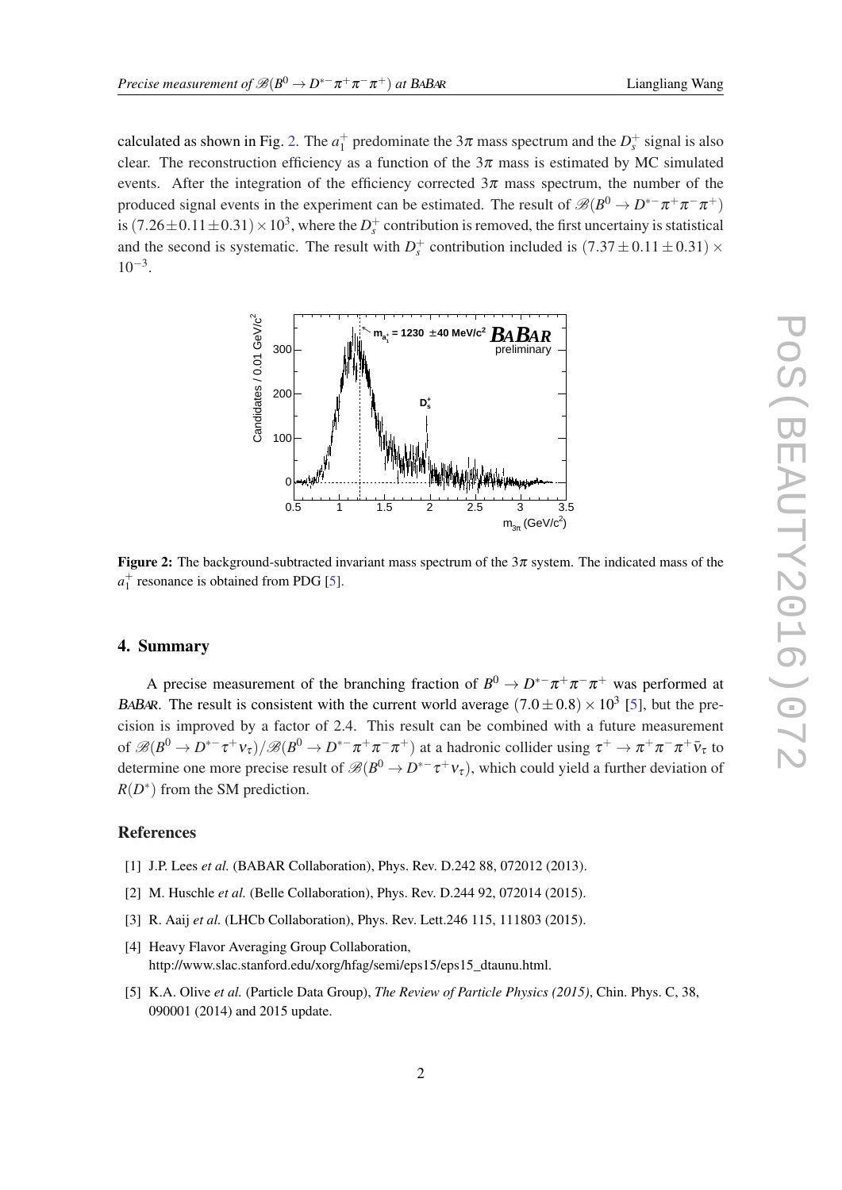calculated as shown in Fig. 2. The $a_1^+$ predominate the $3\pi$ mass spectrum and the $D_s^+$ signal is also clear. The reconstruction efficiency as a function of the $3\pi$ mass is estimated by MC simulated events. After the integration of the efficiency corrected $3\pi$ mass spectrum, the number of the produced signal events in the experiment can be estimated. The result of $\mathscr{B}(B^0 \to D^{*-}\pi^+\pi^-\pi^+)$ is $(7.26 \pm 0.11 \pm 0.31) \times 10^3$, where the $D_s^+$ contribution is removed, the first uncertainy is statistical and the second is systematic. The result with $D_s^+$ contribution included is $(7.37 \pm 0.11 \pm 0.31) \times 10^{-3}$.

$m_{a_1^+}$ = 1230 ±40 MeV/c²

BABAR preliminary

$D_s^+$

Candidates / 0.01 GeV/c²

$m_{3\pi}$ (GeV/c²)

**Figure 2:** The background-subtracted invariant mass spectrum of the $3\pi$ system. The indicated mass of the $a_1^+$ resonance is obtained from PDG [5].

## 4. Summary

A precise measurement of the branching fraction of $B^0 \to D^{*-}\pi^+\pi^-\pi^+$ was performed at BABAR. The result is consistent with the current world average $(7.0 \pm 0.8) \times 10^3$ [5], but the precision is improved by a factor of 2.4. This result can be combined with a future measurement of $\mathscr{B}(B^0 \to D^{*-}\tau^+\nu_\tau)/\mathscr{B}(B^0 \to D^{*-}\pi^+\pi^-\pi^+)$ at a hadronic collider using $\tau^+ \to \pi^+\pi^-\pi^+\bar{\nu}_\tau$ to determine one more precise result of $\mathscr{B}(B^0 \to D^{*-}\tau^+\nu_\tau)$, which could yield a further deviation of $R(D^*)$ from the SM prediction.

## References

[1] J.P. Lees *et al.* (BABAR Collaboration), Phys. Rev. D.242 88, 072012 (2013).

[2] M. Huschle *et al.* (Belle Collaboration), Phys. Rev. D.244 92, 072014 (2015).

[3] R. Aaij *et al.* (LHCb Collaboration), Phys. Rev. Lett.246 115, 111803 (2015).

[4] Heavy Flavor Averaging Group Collaboration, http://www.slac.stanford.edu/xorg/hfag/semi/eps15/eps15_dtaunu.html.

[5] K.A. Olive *et al.* (Particle Data Group), *The Review of Particle Physics (2015)*, Chin. Phys. C, 38, 090001 (2014) and 2015 update.